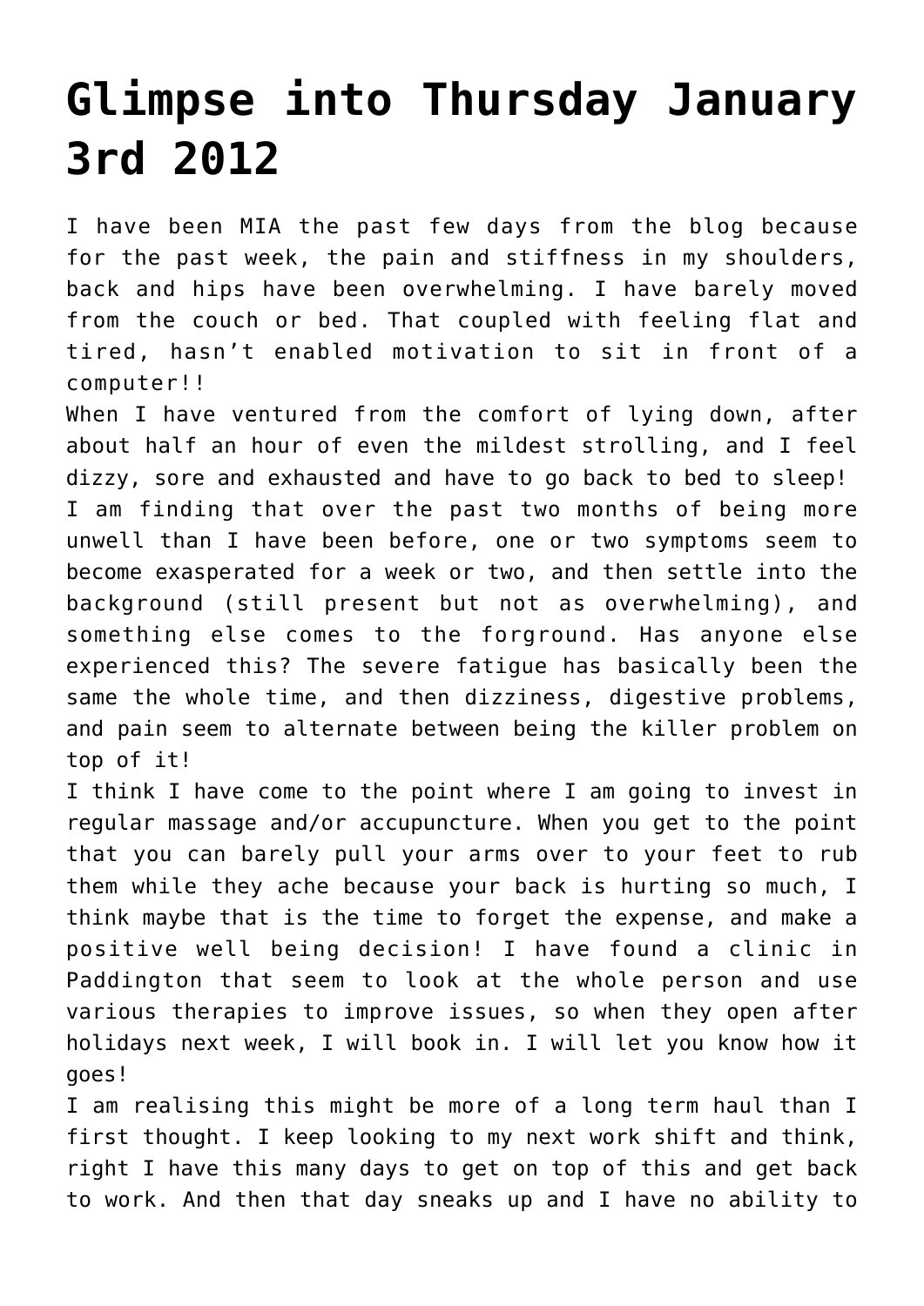# Glimpse into Thursday January 3rd 2012

I have been MIA the past few days from the blog because for the past week, the pain and stiffness in my shoulders, back and hips have been overwhelming. I have barely moved from the couch or bed. That coupled with feeling flat and tired, hasn't enabled motivation to sit in front of a computer!!

When I have ventured from the comfort of lying down, after about half an hour of even the mildest strolling, and I feel dizzy, sore and exhausted and have to go back to bed to sleep!

I am finding that over the past two months of being more unwell than I have been before, one or two symptoms seem to become exasperated for a week or two, and then settle into the background (still present but not as overwhelming), and something else comes to the forground. Has anyone else experienced this? The severe fatigue has basically been the same the whole time, and then dizziness, digestive problems, and pain seem to alternate between being the killer problem on top of it!

I think I have come to the point where I am going to invest in regular massage and/or accupuncture. When you get to the point that you can barely pull your arms over to your feet to rub them while they ache because your back is hurting so much, I think maybe that is the time to forget the expense, and make a positive well being decision! I have found a clinic in Paddington that seem to look at the whole person and use various therapies to improve issues, so when they open after holidays next week, I will book in. I will let you know how it goes!

I am realising this might be more of a long term haul than I first thought. I keep looking to my next work shift and think, right I have this many days to get on top of this and get back to work. And then that day sneaks up and I have no ability to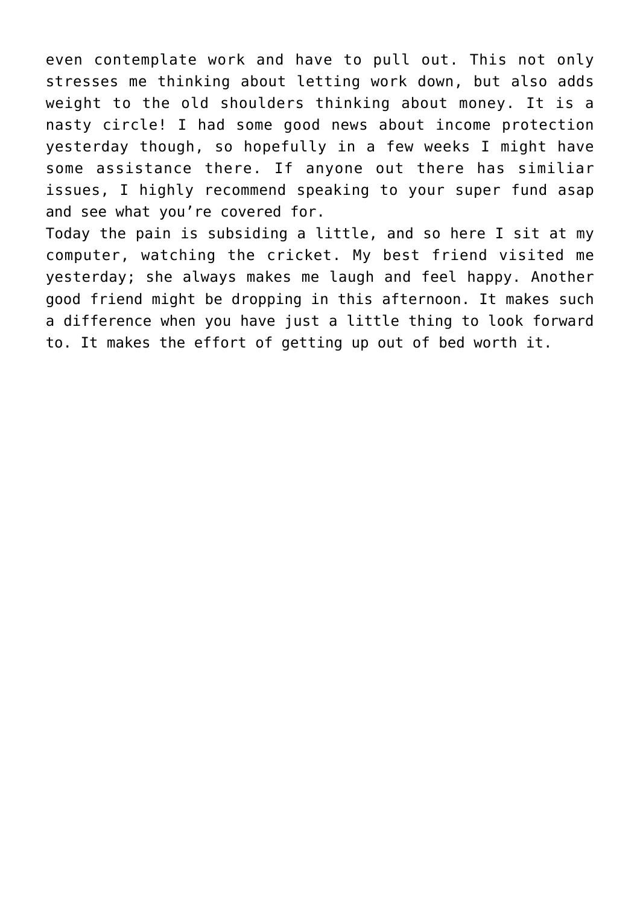even contemplate work and have to pull out. This not only stresses me thinking about letting work down, but also adds weight to the old shoulders thinking about money. It is a nasty circle! I had some good news about income protection yesterday though, so hopefully in a few weeks I might have some assistance there. If anyone out there has similiar issues, I highly recommend speaking to your super fund asap and see what you're covered for.

Today the pain is subsiding a little, and so here I sit at my computer, watching the cricket. My best friend visited me yesterday; she always makes me laugh and feel happy. Another good friend might be dropping in this afternoon. It makes such a difference when you have just a little thing to look forward to. It makes the effort of getting up out of bed worth it.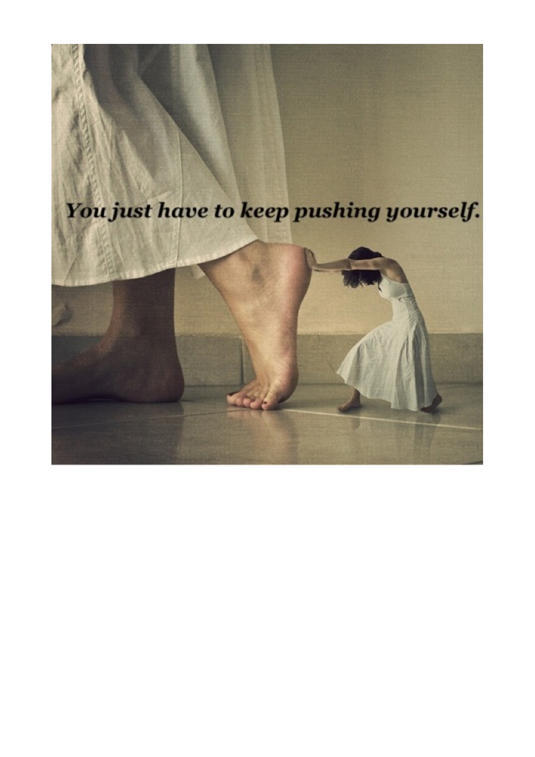*You just have to keep pushing yourself.*